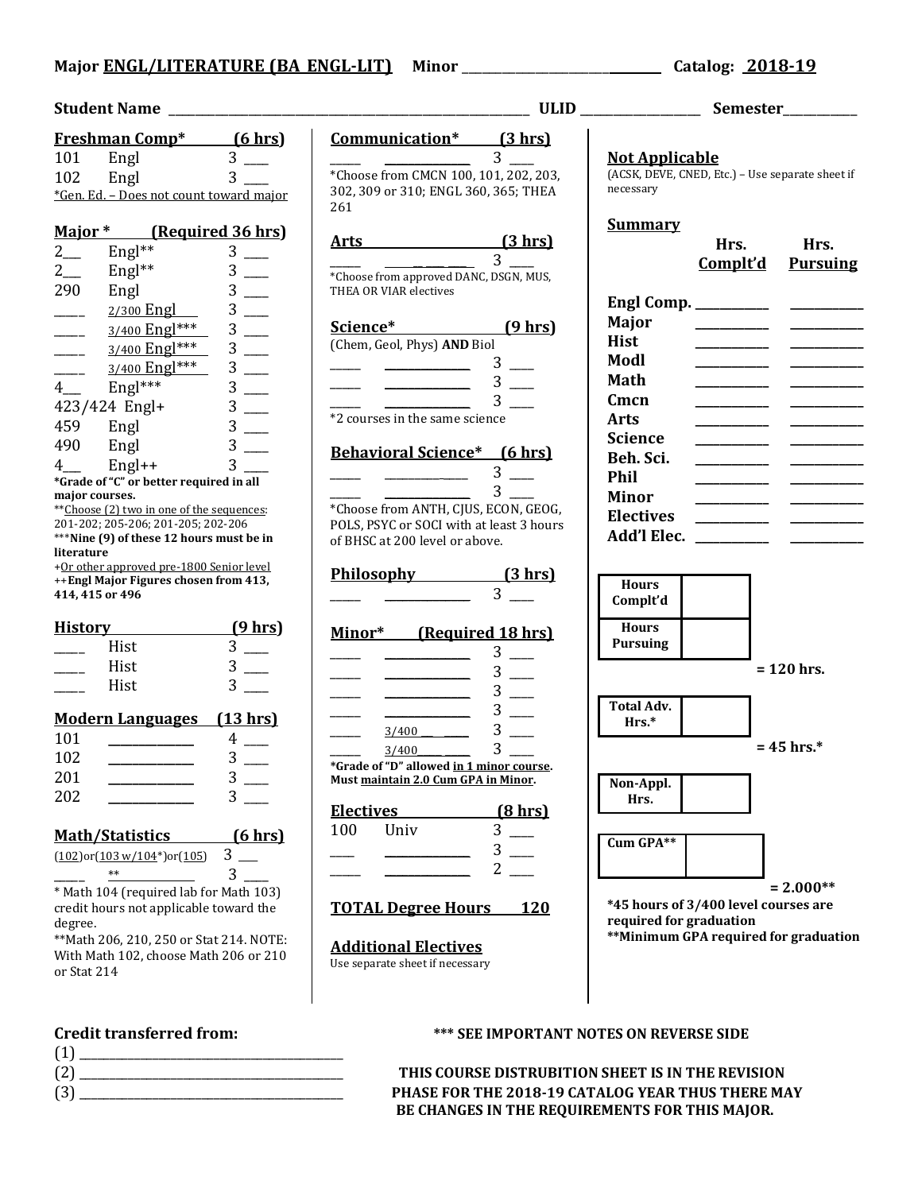**Major ENGL/LITERATURE (BA ENGL-LIT)** **Minor** ______________ **Catalog: 2018-19**

**Student Name** ______________ **ULID** ______________ **Semester** ______________

### Freshman Comp* (6 hrs)

| | | |
|---|---|---|
| 101 | Engl | 3 ___ |
| 102 | Engl | 3 ___ |

*Gen. Ed. – Does not count toward major

### Major * (Required 36 hrs)

| | | |
|---|---|---|
| 2__ | Engl** | 3 ___ |
| 2__ | Engl** | 3 ___ |
| 290 | Engl | 3 ___ |
| ___ | 2/300 Engl | 3 ___ |
| ___ | 3/400 Engl*** | 3 ___ |
| ___ | 3/400 Engl*** | 3 ___ |
| ___ | 3/400 Engl*** | 3 ___ |
| 4__ | Engl*** | 3 ___ |
| 423/424 | Engl+ | 3 ___ |
| 459 | Engl | 3 ___ |
| 490 | Engl | 3 ___ |
| 4__ | Engl++ | 3 ___ |

**\*Grade of "C" or better required in all major courses.**
**Choose (2) two in one of the sequences: 201-202; 205-206; 201-205; 202-206
*****Nine (9) of these 12 hours must be in literature**
+Or other approved pre-1800 Senior level
**++Engl Major Figures chosen from 413, 414, 415 or 496**

### History (9 hrs)

| | | |
|---|---|---|
| ___ | Hist | 3 ___ |
| ___ | Hist | 3 ___ |
| ___ | Hist | 3 ___ |

### Modern Languages (13 hrs)

| | | |
|---|---|---|
| 101 | ______ | 4 ___ |
| 102 | ______ | 3 ___ |
| 201 | ______ | 3 ___ |
| 202 | ______ | 3 ___ |

### Math/Statistics (6 hrs)

| | | |
|---|---|---|
| (102)or(103 w/104*)or(105) | | 3 ___ |
| ___ | ** | 3 ___ |

\* Math 104 (required lab for Math 103) credit hours not applicable toward the degree.
**Math 206, 210, 250 or Stat 214. NOTE: With Math 102, choose Math 206 or 210 or Stat 214

### Communication* (3 hrs)

| | | |
|---|---|---|
| ___ | ______ | 3 ___ |

*Choose from CMCN 100, 101, 202, 203, 302, 309 or 310; ENGL 360, 365; THEA 261

### Arts (3 hrs)

| | | |
|---|---|---|
| ___ | ______ | 3 ___ |

*Choose from approved DANC, DSGN, MUS, THEA OR VIAR electives

### Science* (9 hrs)

(Chem, Geol, Phys) **AND** Biol

| | | |
|---|---|---|
| ___ | ______ | 3 ___ |
| ___ | ______ | 3 ___ |
| ___ | ______ | 3 ___ |

*2 courses in the same science

### Behavioral Science* (6 hrs)

| | | |
|---|---|---|
| ___ | ______ | 3 ___ |
| ___ | ______ | 3 ___ |

*Choose from ANTH, CJUS, ECON, GEOG, POLS, PSYC or SOCI with at least 3 hours of BHSC at 200 level or above.

### Philosophy (3 hrs)

| | | |
|---|---|---|
| ___ | ______ | 3 ___ |

### Minor* (Required 18 hrs)

| | | |
|---|---|---|
| ___ | ______ | 3 ___ |
| ___ | ______ | 3 ___ |
| ___ | ______ | 3 ___ |
| ___ | ______ | 3 ___ |
| ___ | 3/400 ___ | 3 ___ |
| ___ | 3/400 ___ | 3 ___ |

**\*Grade of "D" allowed in 1 minor course. Must maintain 2.0 Cum GPA in Minor.**

### Electives (8 hrs)

| | | |
|---|---|---|
| 100 | Univ | 3 ___ |
| ___ | ______ | 3 ___ |
| ___ | ______ | 2 ___ |

### TOTAL Degree Hours 120

### Additional Electives

Use separate sheet if necessary

### Not Applicable

(ACSK, DEVE, CNED, Etc.) – Use separate sheet if necessary

### Summary

| | Hrs. Complt'd | Hrs. Pursuing |
|---|---|---|
| Engl Comp. | ______ | ______ |
| Major | ______ | ______ |
| Hist | ______ | ______ |
| Modl | ______ | ______ |
| Math | ______ | ______ |
| Cmcn | ______ | ______ |
| Arts | ______ | ______ |
| Science | ______ | ______ |
| Beh. Sci. | ______ | ______ |
| Phil | ______ | ______ |
| Minor | ______ | ______ |
| Electives | ______ | ______ |
| Add'l Elec. | ______ | ______ |

| | |
|---|---|
| Hours Complt'd | |
| Hours Pursuing | |

**= 120 hrs.**

| | |
|---|---|
| Total Adv. Hrs.* | |

**= 45 hrs.***

| | |
|---|---|
| Non-Appl. Hrs. | |

| | |
|---|---|
| Cum GPA** | |

**= 2.000****

**\*45 hours of 3/400 level courses are required for graduation**
****Minimum GPA required for graduation**

**Credit transferred from:**
(1) ______________
(2) ______________
(3) ______________

**\*\*\* SEE IMPORTANT NOTES ON REVERSE SIDE**

**THIS COURSE DISTRUBITION SHEET IS IN THE REVISION PHASE FOR THE 2018-19 CATALOG YEAR THUS THERE MAY BE CHANGES IN THE REQUIREMENTS FOR THIS MAJOR.**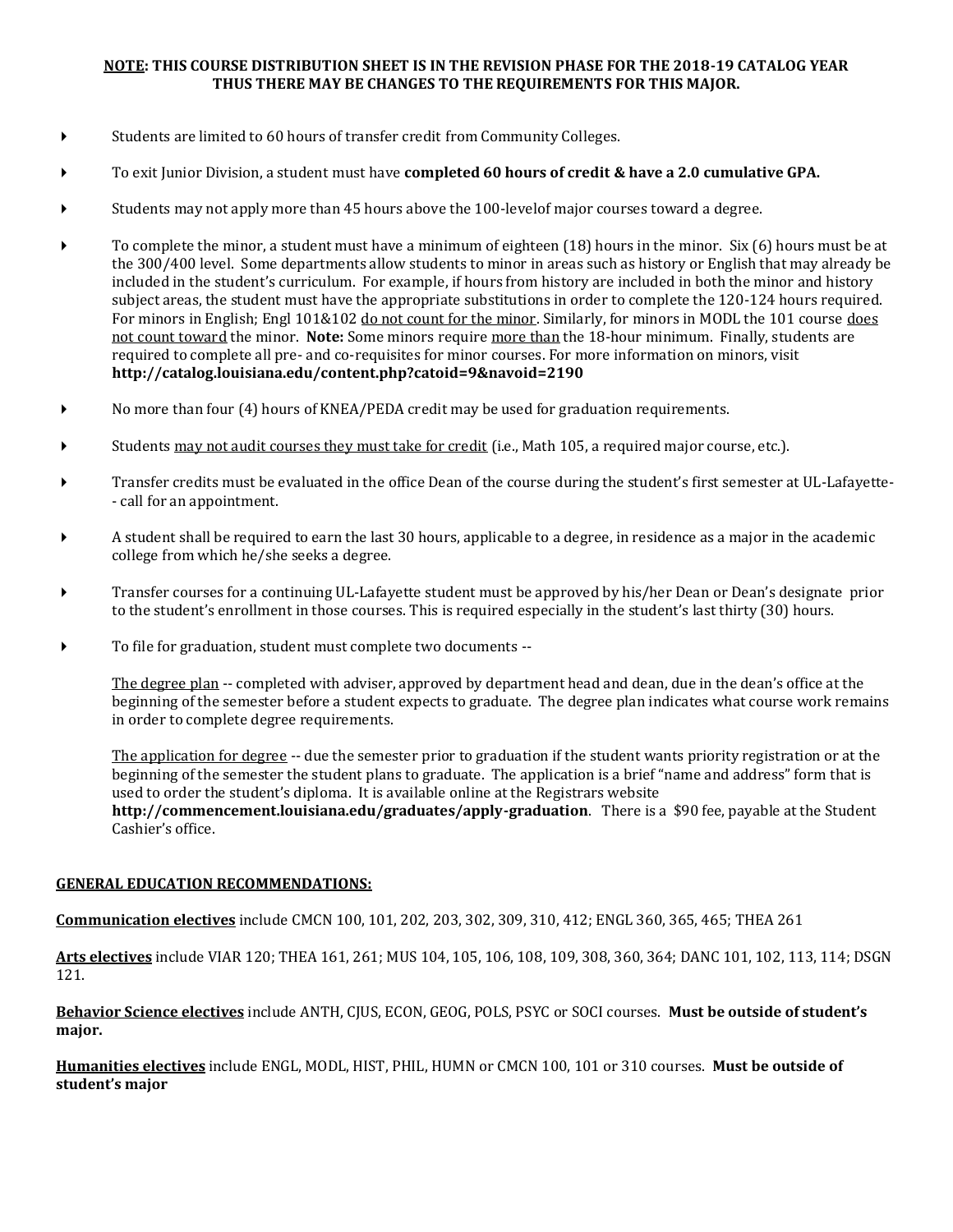**NOTE: THIS COURSE DISTRIBUTION SHEET IS IN THE REVISION PHASE FOR THE 2018-19 CATALOG YEAR THUS THERE MAY BE CHANGES TO THE REQUIREMENTS FOR THIS MAJOR.**

- Students are limited to 60 hours of transfer credit from Community Colleges.
- To exit Junior Division, a student must have **completed 60 hours of credit & have a 2.0 cumulative GPA.**
- Students may not apply more than 45 hours above the 100-levelof major courses toward a degree.
- To complete the minor, a student must have a minimum of eighteen (18) hours in the minor. Six (6) hours must be at the 300/400 level. Some departments allow students to minor in areas such as history or English that may already be included in the student's curriculum. For example, if hours from history are included in both the minor and history subject areas, the student must have the appropriate substitutions in order to complete the 120-124 hours required. For minors in English; Engl 101&102 do not count for the minor. Similarly, for minors in MODL the 101 course does not count toward the minor. **Note:** Some minors require more than the 18-hour minimum. Finally, students are required to complete all pre- and co-requisites for minor courses. For more information on minors, visit **http://catalog.louisiana.edu/content.php?catoid=9&navoid=2190**
- No more than four (4) hours of KNEA/PEDA credit may be used for graduation requirements.
- Students may not audit courses they must take for credit (i.e., Math 105, a required major course, etc.).
- Transfer credits must be evaluated in the office Dean of the course during the student's first semester at UL-Lafayette-- call for an appointment.
- A student shall be required to earn the last 30 hours, applicable to a degree, in residence as a major in the academic college from which he/she seeks a degree.
- Transfer courses for a continuing UL-Lafayette student must be approved by his/her Dean or Dean's designate prior to the student's enrollment in those courses. This is required especially in the student's last thirty (30) hours.
- To file for graduation, student must complete two documents --

  The degree plan -- completed with adviser, approved by department head and dean, due in the dean's office at the beginning of the semester before a student expects to graduate. The degree plan indicates what course work remains in order to complete degree requirements.

  The application for degree -- due the semester prior to graduation if the student wants priority registration or at the beginning of the semester the student plans to graduate. The application is a brief "name and address" form that is used to order the student's diploma. It is available online at the Registrars website **http://commencement.louisiana.edu/graduates/apply-graduation**. There is a $90 fee, payable at the Student Cashier's office.

**GENERAL EDUCATION RECOMMENDATIONS:**

**Communication electives** include CMCN 100, 101, 202, 203, 302, 309, 310, 412; ENGL 360, 365, 465; THEA 261

**Arts electives** include VIAR 120; THEA 161, 261; MUS 104, 105, 106, 108, 109, 308, 360, 364; DANC 101, 102, 113, 114; DSGN 121.

**Behavior Science electives** include ANTH, CJUS, ECON, GEOG, POLS, PSYC or SOCI courses. **Must be outside of student's major.**

**Humanities electives** include ENGL, MODL, HIST, PHIL, HUMN or CMCN 100, 101 or 310 courses. **Must be outside of student's major**